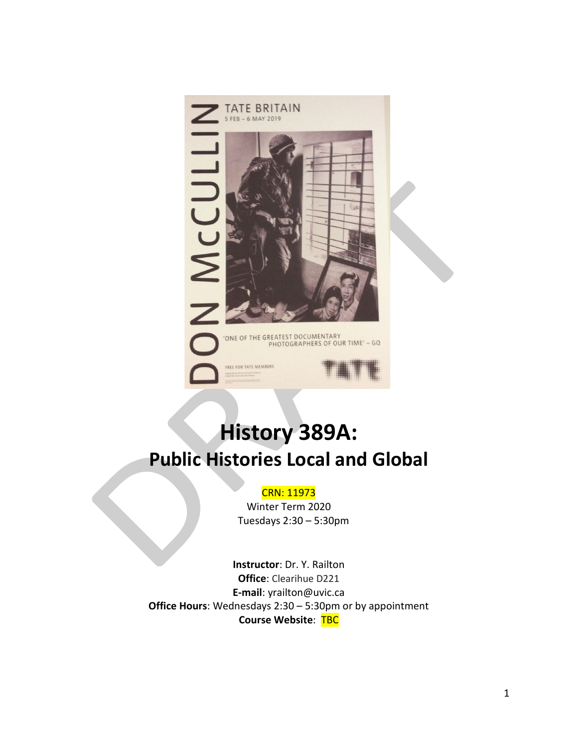# History 389A:
# Public Histories Local and Global

CRN: 11973

Winter Term 2020

Tuesdays 2:30 – 5:30pm

**Instructor**: Dr. Y. Railton

**Office**: Clearihue D221

**E-mail**: yrailton@uvic.ca

**Office Hours**: Wednesdays 2:30 – 5:30pm or by appointment

**Course Website**: TBC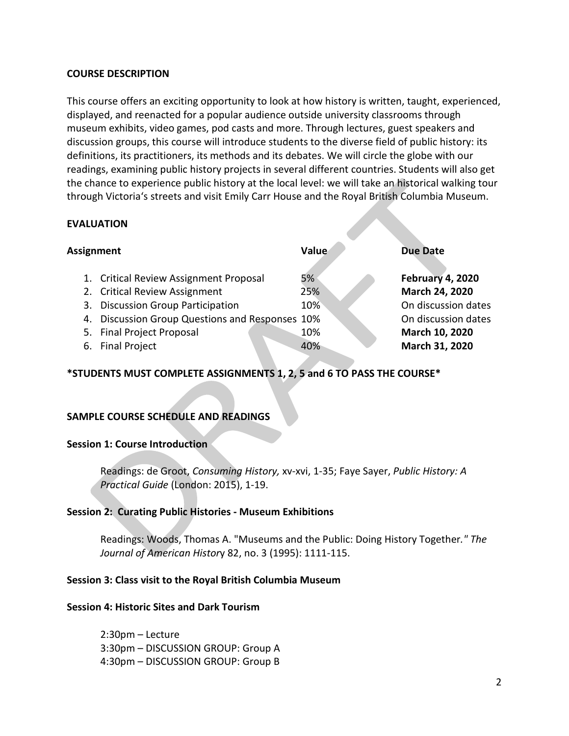## COURSE DESCRIPTION

This course offers an exciting opportunity to look at how history is written, taught, experienced, displayed, and reenacted for a popular audience outside university classrooms through museum exhibits, video games, pod casts and more. Through lectures, guest speakers and discussion groups, this course will introduce students to the diverse field of public history: its definitions, its practitioners, its methods and its debates. We will circle the globe with our readings, examining public history projects in several different countries. Students will also get the chance to experience public history at the local level: we will take an historical walking tour through Victoria's streets and visit Emily Carr House and the Royal British Columbia Museum.

## EVALUATION

| Assignment | Value | Due Date |
| --- | --- | --- |
| 1. Critical Review Assignment Proposal | 5% | **February 4, 2020** |
| 2. Critical Review Assignment | 25% | **March 24, 2020** |
| 3. Discussion Group Participation | 10% | On discussion dates |
| 4. Discussion Group Questions and Responses | 10% | On discussion dates |
| 5. Final Project Proposal | 10% | **March 10, 2020** |
| 6. Final Project | 40% | **March 31, 2020** |

**\*STUDENTS MUST COMPLETE ASSIGNMENTS 1, 2, 5 and 6 TO PASS THE COURSE\***

## SAMPLE COURSE SCHEDULE AND READINGS

### Session 1: Course Introduction

Readings: de Groot, *Consuming History,* xv-xvi, 1-35; Faye Sayer, *Public History: A Practical Guide* (London: 2015), 1-19.

### Session 2: Curating Public Histories - Museum Exhibitions

Readings: Woods, Thomas A. "Museums and the Public: Doing History Together." *The Journal of American History* 82, no. 3 (1995): 1111-115.

### Session 3: Class visit to the Royal British Columbia Museum

### Session 4: Historic Sites and Dark Tourism

2:30pm – Lecture
3:30pm – DISCUSSION GROUP: Group A
4:30pm – DISCUSSION GROUP: Group B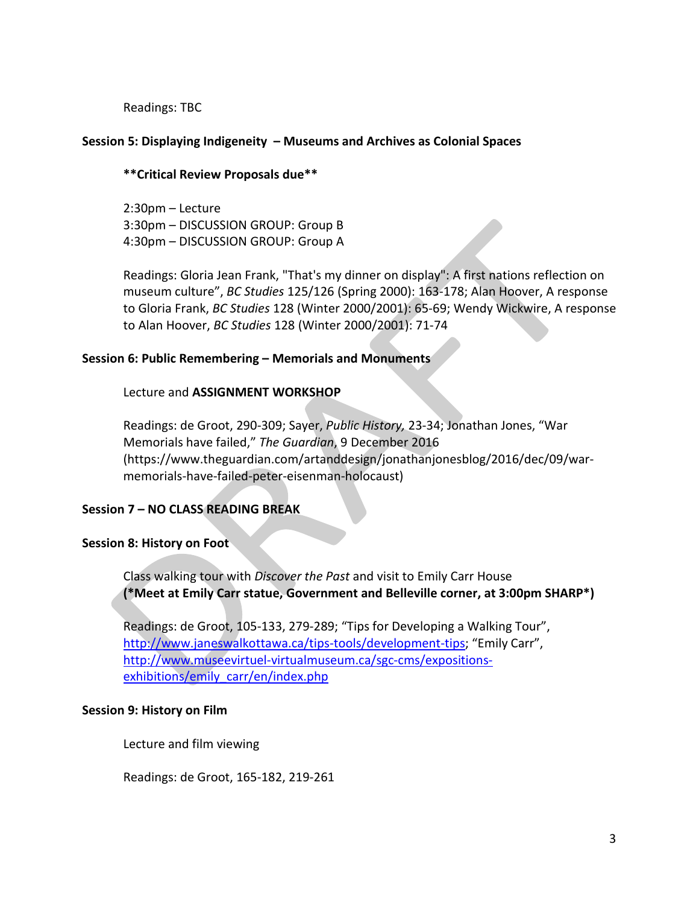Readings: TBC

### Session 5: Displaying Indigeneity – Museums and Archives as Colonial Spaces

**Critical Review Proposals due**

2:30pm – Lecture
3:30pm – DISCUSSION GROUP: Group B
4:30pm – DISCUSSION GROUP: Group A

Readings: Gloria Jean Frank, "That's my dinner on display": A first nations reflection on museum culture", *BC Studies* 125/126 (Spring 2000): 163-178; Alan Hoover, A response to Gloria Frank, *BC Studies* 128 (Winter 2000/2001): 65-69; Wendy Wickwire, A response to Alan Hoover, *BC Studies* 128 (Winter 2000/2001): 71-74

### Session 6: Public Remembering – Memorials and Monuments

Lecture and **ASSIGNMENT WORKSHOP**

Readings: de Groot, 290-309; Sayer, *Public History,* 23-34; Jonathan Jones, "War Memorials have failed," *The Guardian*, 9 December 2016 (https://www.theguardian.com/artanddesign/jonathanjonesblog/2016/dec/09/war-memorials-have-failed-peter-eisenman-holocaust)

### Session 7 – NO CLASS READING BREAK

### Session 8: History on Foot

Class walking tour with *Discover the Past* and visit to Emily Carr House
**(*Meet at Emily Carr statue, Government and Belleville corner, at 3:00pm SHARP*)**

Readings: de Groot, 105-133, 279-289; "Tips for Developing a Walking Tour", http://www.janeswalkottawa.ca/tips-tools/development-tips; "Emily Carr", http://www.museevirtuel-virtualmuseum.ca/sgc-cms/expositions-exhibitions/emily_carr/en/index.php

### Session 9: History on Film

Lecture and film viewing

Readings: de Groot, 165-182, 219-261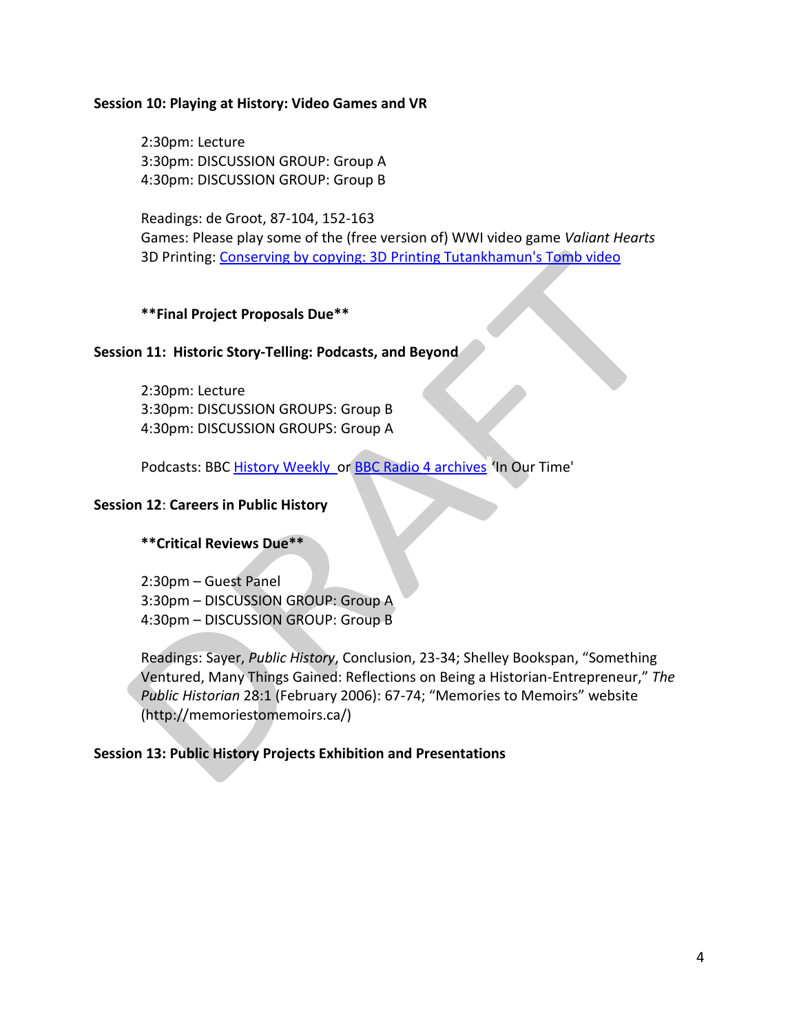**Session 10: Playing at History: Video Games and VR**

2:30pm: Lecture
3:30pm: DISCUSSION GROUP: Group A
4:30pm: DISCUSSION GROUP: Group B

Readings: de Groot, 87-104, 152-163
Games: Please play some of the (free version of) WWI video game *Valiant Hearts*
3D Printing: Conserving by copying: 3D Printing Tutankhamun's Tomb video

**Final Project Proposals Due**

**Session 11: Historic Story-Telling: Podcasts, and Beyond**

2:30pm: Lecture
3:30pm: DISCUSSION GROUPS: Group B
4:30pm: DISCUSSION GROUPS: Group A

Podcasts: BBC History Weekly or BBC Radio 4 archives 'In Our Time'

**Session 12: Careers in Public History**

**Critical Reviews Due**

2:30pm – Guest Panel
3:30pm – DISCUSSION GROUP: Group A
4:30pm – DISCUSSION GROUP: Group B

Readings: Sayer, *Public History*, Conclusion, 23-34; Shelley Bookspan, "Something Ventured, Many Things Gained: Reflections on Being a Historian-Entrepreneur," *The Public Historian* 28:1 (February 2006): 67-74; "Memories to Memoirs" website (http://memoriestomemoirs.ca/)

**Session 13: Public History Projects Exhibition and Presentations**